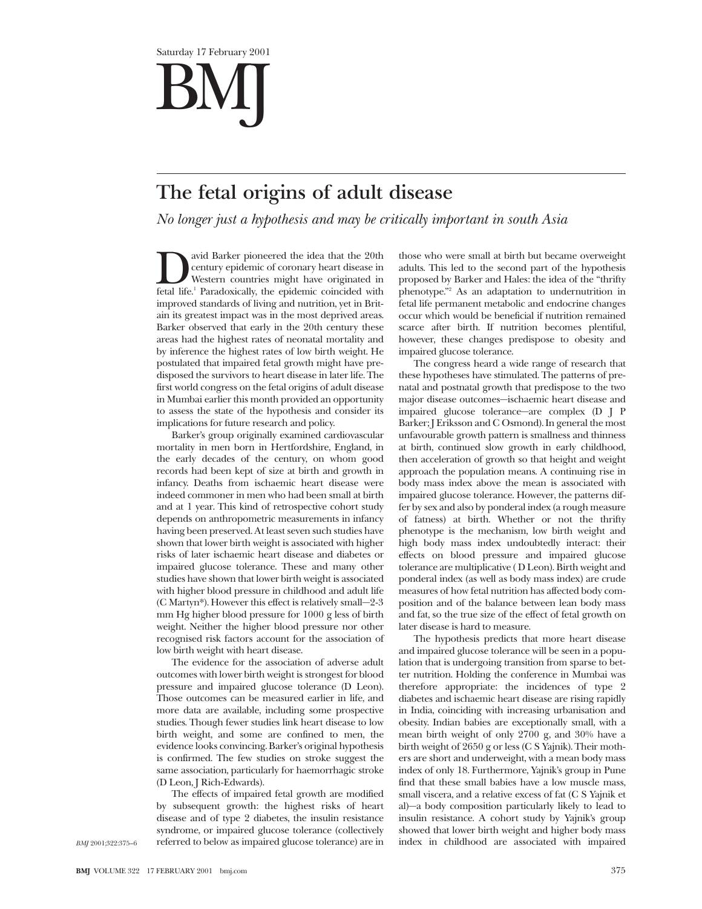Saturday 17 February 2001

# BMJ

## The fetal origins of adult disease

*No longer just a hypothesis and may be critically important in south Asia*

David Barker pioneered the idea that the 20th century epidemic of coronary heart disease in Western countries might have originated in fetal life.[1] Paradoxically, the epidemic coincided with improved standards of living and nutrition, yet in Britain its greatest impact was in the most deprived areas. Barker observed that early in the 20th century these areas had the highest rates of neonatal mortality and by inference the highest rates of low birth weight. He postulated that impaired fetal growth might have predisposed the survivors to heart disease in later life. The first world congress on the fetal origins of adult disease in Mumbai earlier this month provided an opportunity to assess the state of the hypothesis and consider its implications for future research and policy.

Barker's group originally examined cardiovascular mortality in men born in Hertfordshire, England, in the early decades of the century, on whom good records had been kept of size at birth and growth in infancy. Deaths from ischaemic heart disease were indeed commoner in men who had been small at birth and at 1 year. This kind of retrospective cohort study depends on anthropometric measurements in infancy having been preserved. At least seven such studies have shown that lower birth weight is associated with higher risks of later ischaemic heart disease and diabetes or impaired glucose tolerance. These and many other studies have shown that lower birth weight is associated with higher blood pressure in childhood and adult life (C Martyn*). However this effect is relatively small—2-3 mm Hg higher blood pressure for 1000 g less of birth weight. Neither the higher blood pressure nor other recognised risk factors account for the association of low birth weight with heart disease.

The evidence for the association of adverse adult outcomes with lower birth weight is strongest for blood pressure and impaired glucose tolerance (D Leon). Those outcomes can be measured earlier in life, and more data are available, including some prospective studies. Though fewer studies link heart disease to low birth weight, and some are confined to men, the evidence looks convincing. Barker's original hypothesis is confirmed. The few studies on stroke suggest the same association, particularly for haemorrhagic stroke (D Leon, J Rich-Edwards).

The effects of impaired fetal growth are modified by subsequent growth: the highest risks of heart disease and of type 2 diabetes, the insulin resistance syndrome, or impaired glucose tolerance (collectively referred to below as impaired glucose tolerance) are in those who were small at birth but became overweight adults. This led to the second part of the hypothesis proposed by Barker and Hales: the idea of the "thrifty phenotype."[2] As an adaptation to undernutrition in fetal life permanent metabolic and endocrine changes occur which would be beneficial if nutrition remained scarce after birth. If nutrition becomes plentiful, however, these changes predispose to obesity and impaired glucose tolerance.

The congress heard a wide range of research that these hypotheses have stimulated. The patterns of prenatal and postnatal growth that predispose to the two major disease outcomes—ischaemic heart disease and impaired glucose tolerance—are complex (D J P Barker; J Eriksson and C Osmond). In general the most unfavourable growth pattern is smallness and thinness at birth, continued slow growth in early childhood, then acceleration of growth so that height and weight approach the population means. A continuing rise in body mass index above the mean is associated with impaired glucose tolerance. However, the patterns differ by sex and also by ponderal index (a rough measure of fatness) at birth. Whether or not the thrifty phenotype is the mechanism, low birth weight and high body mass index undoubtedly interact: their effects on blood pressure and impaired glucose tolerance are multiplicative (D Leon). Birth weight and ponderal index (as well as body mass index) are crude measures of how fetal nutrition has affected body composition and of the balance between lean body mass and fat, so the true size of the effect of fetal growth on later disease is hard to measure.

The hypothesis predicts that more heart disease and impaired glucose tolerance will be seen in a population that is undergoing transition from sparse to better nutrition. Holding the conference in Mumbai was therefore appropriate: the incidences of type 2 diabetes and ischaemic heart disease are rising rapidly in India, coinciding with increasing urbanisation and obesity. Indian babies are exceptionally small, with a mean birth weight of only 2700 g, and 30% have a birth weight of 2650 g or less (C S Yajnik). Their mothers are short and underweight, with a mean body mass index of only 18. Furthermore, Yajnik's group in Pune find that these small babies have a low muscle mass, small viscera, and a relative excess of fat (C S Yajnik et al)—a body composition particularly likely to lead to insulin resistance. A cohort study by Yajnik's group showed that lower birth weight and higher body mass index in childhood are associated with impaired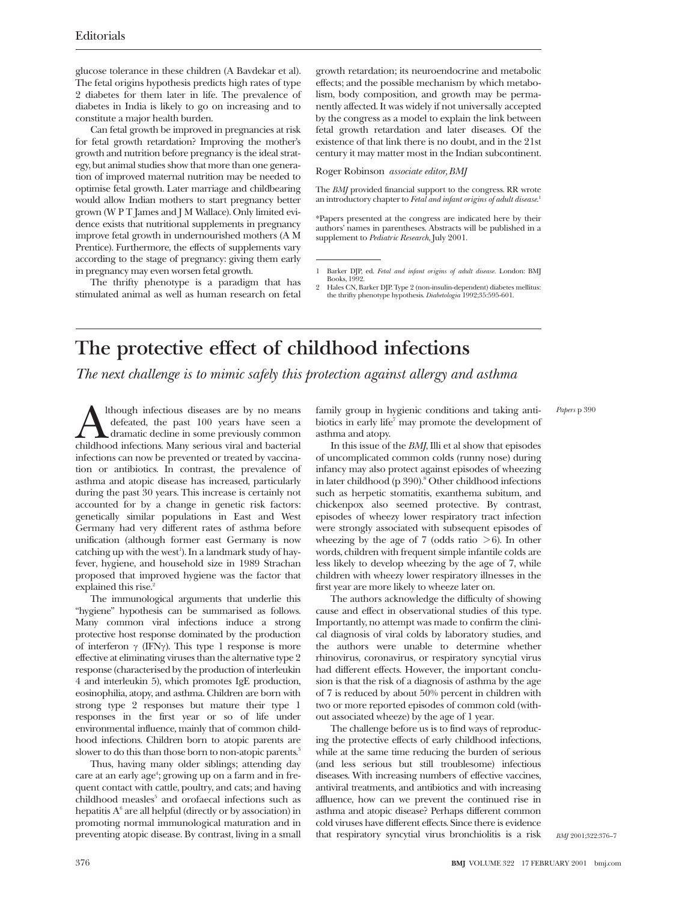glucose tolerance in these children (A Bavdekar et al). The fetal origins hypothesis predicts high rates of type 2 diabetes for them later in life. The prevalence of diabetes in India is likely to go on increasing and to constitute a major health burden.

Can fetal growth be improved in pregnancies at risk for fetal growth retardation? Improving the mother's growth and nutrition before pregnancy is the ideal strategy, but animal studies show that more than one generation of improved maternal nutrition may be needed to optimise fetal growth. Later marriage and childbearing would allow Indian mothers to start pregnancy better grown (W P T James and J M Wallace). Only limited evidence exists that nutritional supplements in pregnancy improve fetal growth in undernourished mothers (A M Prentice). Furthermore, the effects of supplements vary according to the stage of pregnancy: giving them early in pregnancy may even worsen fetal growth.

The thrifty phenotype is a paradigm that has stimulated animal as well as human research on fetal growth retardation; its neuroendocrine and metabolic effects; and the possible mechanism by which metabolism, body composition, and growth may be permanently affected. It was widely if not universally accepted by the congress as a model to explain the link between fetal growth retardation and later diseases. Of the existence of that link there is no doubt, and in the 21st century it may matter most in the Indian subcontinent.

Roger Robinson *associate editor, BMJ*

The *BMJ* provided financial support to the congress. RR wrote an introductory chapter to *Fetal and infant origins of adult disease*.[1]

*Papers presented at the congress are indicated here by their authors' names in parentheses. Abstracts will be published in a supplement to *Pediatric Research*, July 2001.

1 Barker DJP, ed. *Fetal and infant origins of adult disease*. London: BMJ Books, 1992.
2 Hales CN, Barker DJP. Type 2 (non-insulin-dependent) diabetes mellitus: the thrifty phenotype hypothesis. *Diabetologia* 1992;35:595-601.

# The protective effect of childhood infections

*The next challenge is to mimic safely this protection against allergy and asthma*

Although infectious diseases are by no means defeated, the past 100 years have seen a dramatic decline in some previously common childhood infections. Many serious viral and bacterial infections can now be prevented or treated by vaccination or antibiotics. In contrast, the prevalence of asthma and atopic disease has increased, particularly during the past 30 years. This increase is certainly not accounted for by a change in genetic risk factors: genetically similar populations in East and West Germany had very different rates of asthma before unification (although former east Germany is now catching up with the west[1]). In a landmark study of hayfever, hygiene, and household size in 1989 Strachan proposed that improved hygiene was the factor that explained this rise.[2]

The immunological arguments that underlie this "hygiene" hypothesis can be summarised as follows. Many common viral infections induce a strong protective host response dominated by the production of interferon γ (IFNγ). This type 1 response is more effective at eliminating viruses than the alternative type 2 response (characterised by the production of interleukin 4 and interleukin 5), which promotes IgE production, eosinophilia, atopy, and asthma. Children are born with strong type 2 responses but mature their type 1 responses in the first year or so of life under environmental influence, mainly that of common childhood infections. Children born to atopic parents are slower to do this than those born to non-atopic parents.[3]

Thus, having many older siblings; attending day care at an early age[4]; growing up on a farm and in frequent contact with cattle, poultry, and cats; and having childhood measles[5] and orofaecal infections such as hepatitis A[6] are all helpful (directly or by association) in promoting normal immunological maturation and in preventing atopic disease. By contrast, living in a small family group in hygienic conditions and taking antibiotics in early life[7] may promote the development of asthma and atopy.

*Papers* p 390

In this issue of the *BMJ*, Illi et al show that episodes of uncomplicated common colds (runny nose) during infancy may also protect against episodes of wheezing in later childhood (p 390).[8] Other childhood infections such as herpetic stomatitis, exanthema subitum, and chickenpox also seemed protective. By contrast, episodes of wheezy lower respiratory tract infection were strongly associated with subsequent episodes of wheezing by the age of 7 (odds ratio $>6$). In other words, children with frequent simple infantile colds are less likely to develop wheezing by the age of 7, while children with wheezy lower respiratory illnesses in the first year are more likely to wheeze later on.

The authors acknowledge the difficulty of showing cause and effect in observational studies of this type. Importantly, no attempt was made to confirm the clinical diagnosis of viral colds by laboratory studies, and the authors were unable to determine whether rhinovirus, coronavirus, or respiratory syncytial virus had different effects. However, the important conclusion is that the risk of a diagnosis of asthma by the age of 7 is reduced by about 50% percent in children with two or more reported episodes of common cold (without associated wheeze) by the age of 1 year.

The challenge before us is to find ways of reproducing the protective effects of early childhood infections, while at the same time reducing the burden of serious (and less serious but still troublesome) infectious diseases. With increasing numbers of effective vaccines, antiviral treatments, and antibiotics and with increasing affluence, how can we prevent the continued rise in asthma and atopic disease? Perhaps different common cold viruses have different effects. Since there is evidence that respiratory syncytial virus bronchiolitis is a risk

*BMJ* 2001;322:376–7